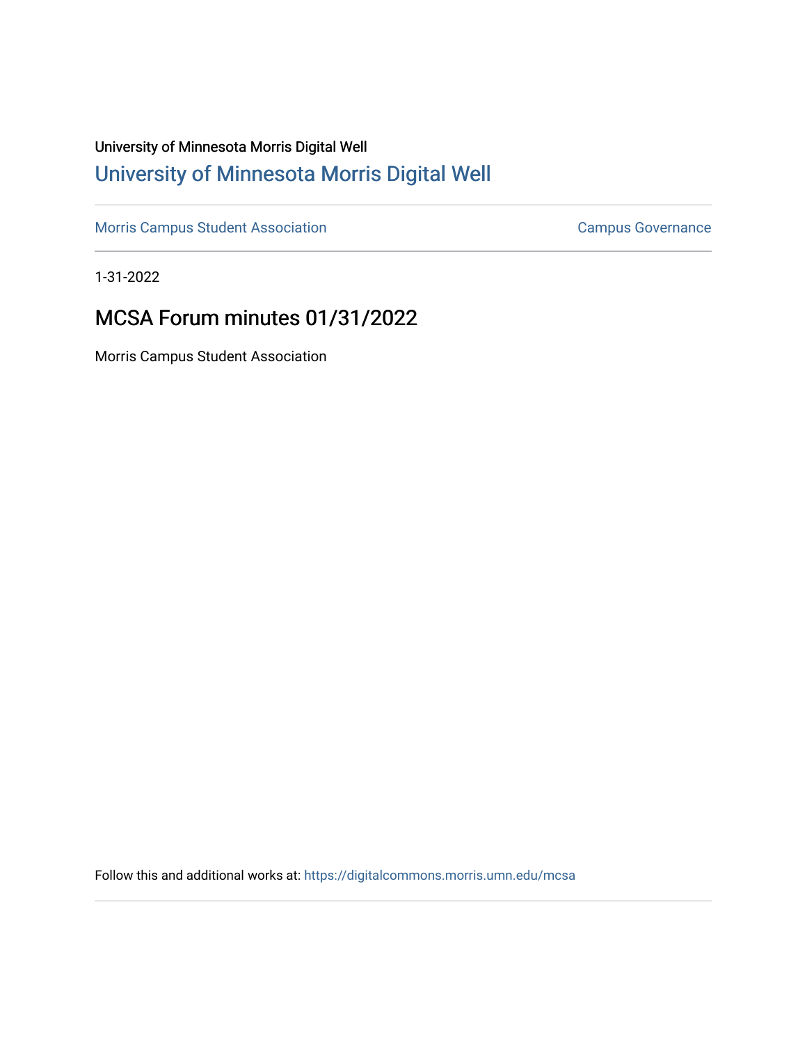University of Minnesota Morris Digital Well

# University of Minnesota Morris Digital Well

Morris Campus Student Association | Campus Governance

1-31-2022

## MCSA Forum minutes 01/31/2022

Morris Campus Student Association

Follow this and additional works at: https://digitalcommons.morris.umn.edu/mcsa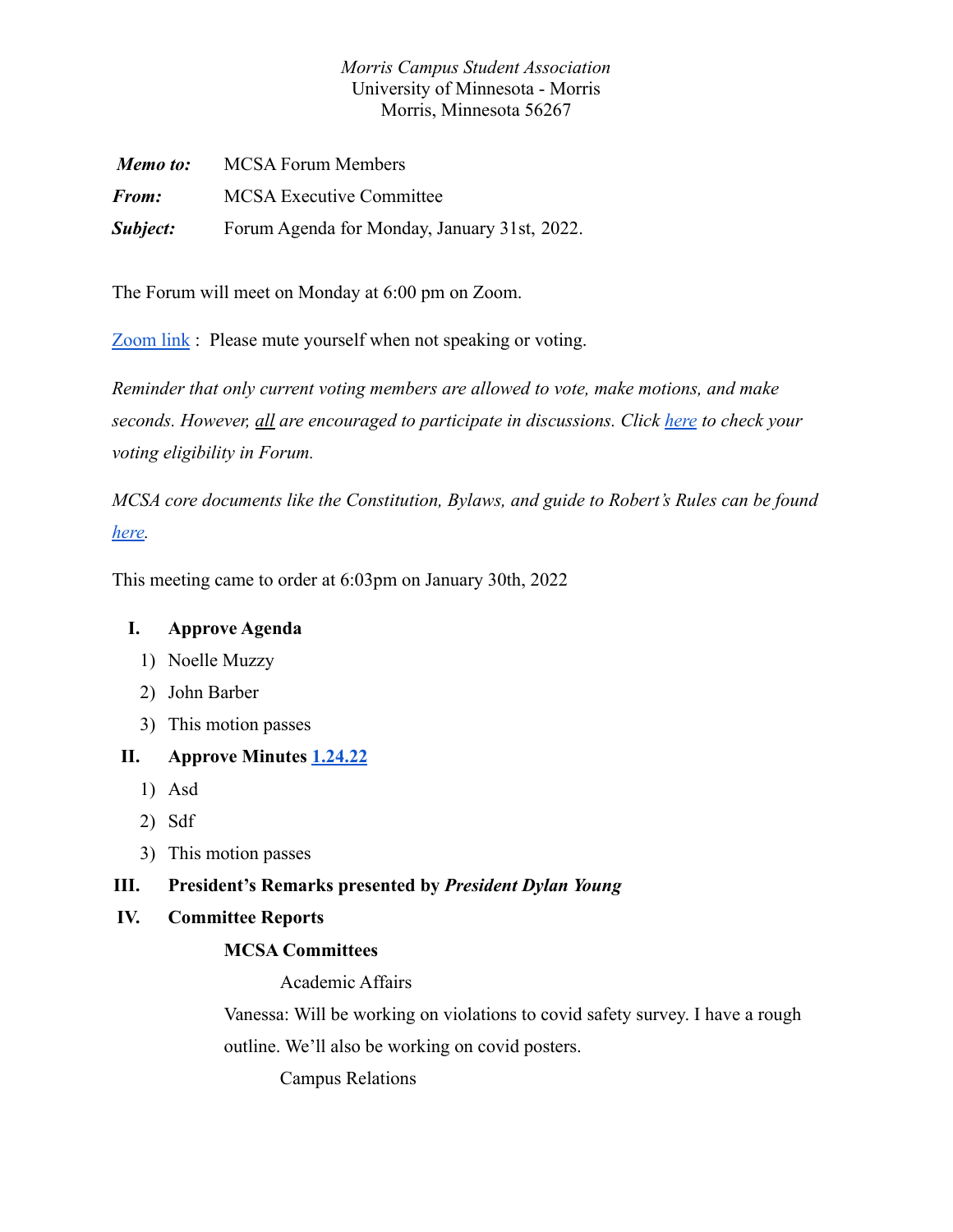*Morris Campus Student Association*
University of Minnesota - Morris
Morris, Minnesota 56267

|  |  |
|---|---|
| ***Memo to:*** | MCSA Forum Members |
| ***From:*** | MCSA Executive Committee |
| ***Subject:*** | Forum Agenda for Monday, January 31st, 2022. |

The Forum will meet on Monday at 6:00 pm on Zoom.

[Zoom link](#) : Please mute yourself when not speaking or voting.

*Reminder that only current voting members are allowed to vote, make motions, and make seconds. However, all are encouraged to participate in discussions. Click [here](#) to check your voting eligibility in Forum.*

*MCSA core documents like the Constitution, Bylaws, and guide to Robert's Rules can be found [here](#).*

This meeting came to order at 6:03pm on January 30th, 2022

**I. Approve Agenda**

1) Noelle Muzzy
2) John Barber
3) This motion passes

**II. Approve Minutes [1.24.22](#)**

1) Asd
2) Sdf
3) This motion passes

**III. President's Remarks presented by *President Dylan Young***

**IV. Committee Reports**

**MCSA Committees**

Academic Affairs

Vanessa: Will be working on violations to covid safety survey. I have a rough outline. We'll also be working on covid posters.

Campus Relations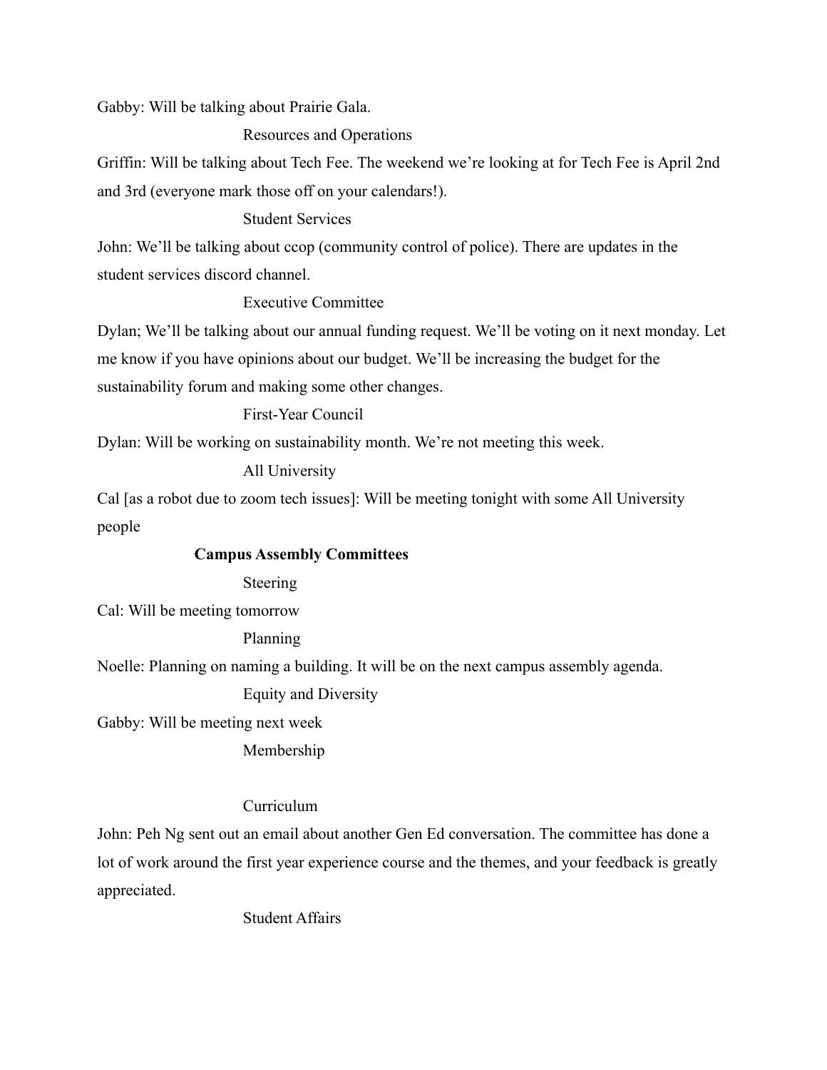Gabby: Will be talking about Prairie Gala.

Resources and Operations

Griffin: Will be talking about Tech Fee. The weekend we're looking at for Tech Fee is April 2nd and 3rd (everyone mark those off on your calendars!).

Student Services

John: We'll be talking about ccop (community control of police). There are updates in the student services discord channel.

Executive Committee

Dylan; We'll be talking about our annual funding request. We'll be voting on it next monday. Let me know if you have opinions about our budget. We'll be increasing the budget for the sustainability forum and making some other changes.

First-Year Council

Dylan: Will be working on sustainability month. We're not meeting this week.

All University

Cal [as a robot due to zoom tech issues]: Will be meeting tonight with some All University people

**Campus Assembly Committees**

Steering

Cal: Will be meeting tomorrow

Planning

Noelle: Planning on naming a building. It will be on the next campus assembly agenda.

Equity and Diversity

Gabby: Will be meeting next week

Membership

Curriculum

John: Peh Ng sent out an email about another Gen Ed conversation. The committee has done a lot of work around the first year experience course and the themes, and your feedback is greatly appreciated.

Student Affairs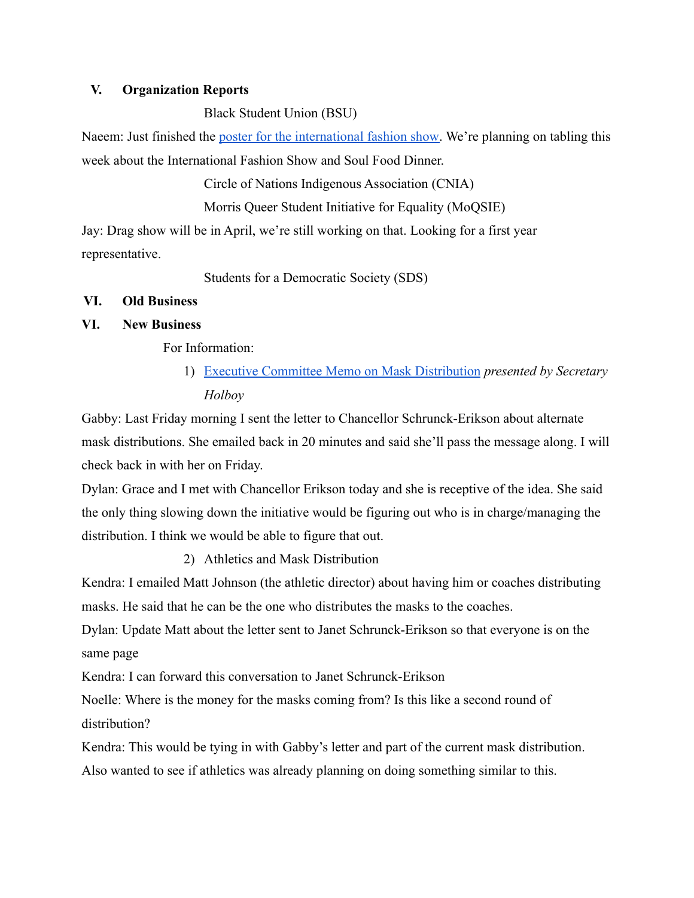## V. Organization Reports

Black Student Union (BSU)

Naeem: Just finished the poster for the international fashion show. We're planning on tabling this week about the International Fashion Show and Soul Food Dinner.

Circle of Nations Indigenous Association (CNIA)

Morris Queer Student Initiative for Equality (MoQSIE)

Jay: Drag show will be in April, we're still working on that. Looking for a first year representative.

Students for a Democratic Society (SDS)

## VI. Old Business

## VI. New Business

For Information:

1) Executive Committee Memo on Mask Distribution *presented by Secretary Holboy*

Gabby: Last Friday morning I sent the letter to Chancellor Schrunck-Erikson about alternate mask distributions. She emailed back in 20 minutes and said she'll pass the message along. I will check back in with her on Friday.

Dylan: Grace and I met with Chancellor Erikson today and she is receptive of the idea. She said the only thing slowing down the initiative would be figuring out who is in charge/managing the distribution. I think we would be able to figure that out.

2) Athletics and Mask Distribution

Kendra: I emailed Matt Johnson (the athletic director) about having him or coaches distributing masks. He said that he can be the one who distributes the masks to the coaches.

Dylan: Update Matt about the letter sent to Janet Schrunck-Erikson so that everyone is on the same page

Kendra: I can forward this conversation to Janet Schrunck-Erikson

Noelle: Where is the money for the masks coming from? Is this like a second round of distribution?

Kendra: This would be tying in with Gabby's letter and part of the current mask distribution. Also wanted to see if athletics was already planning on doing something similar to this.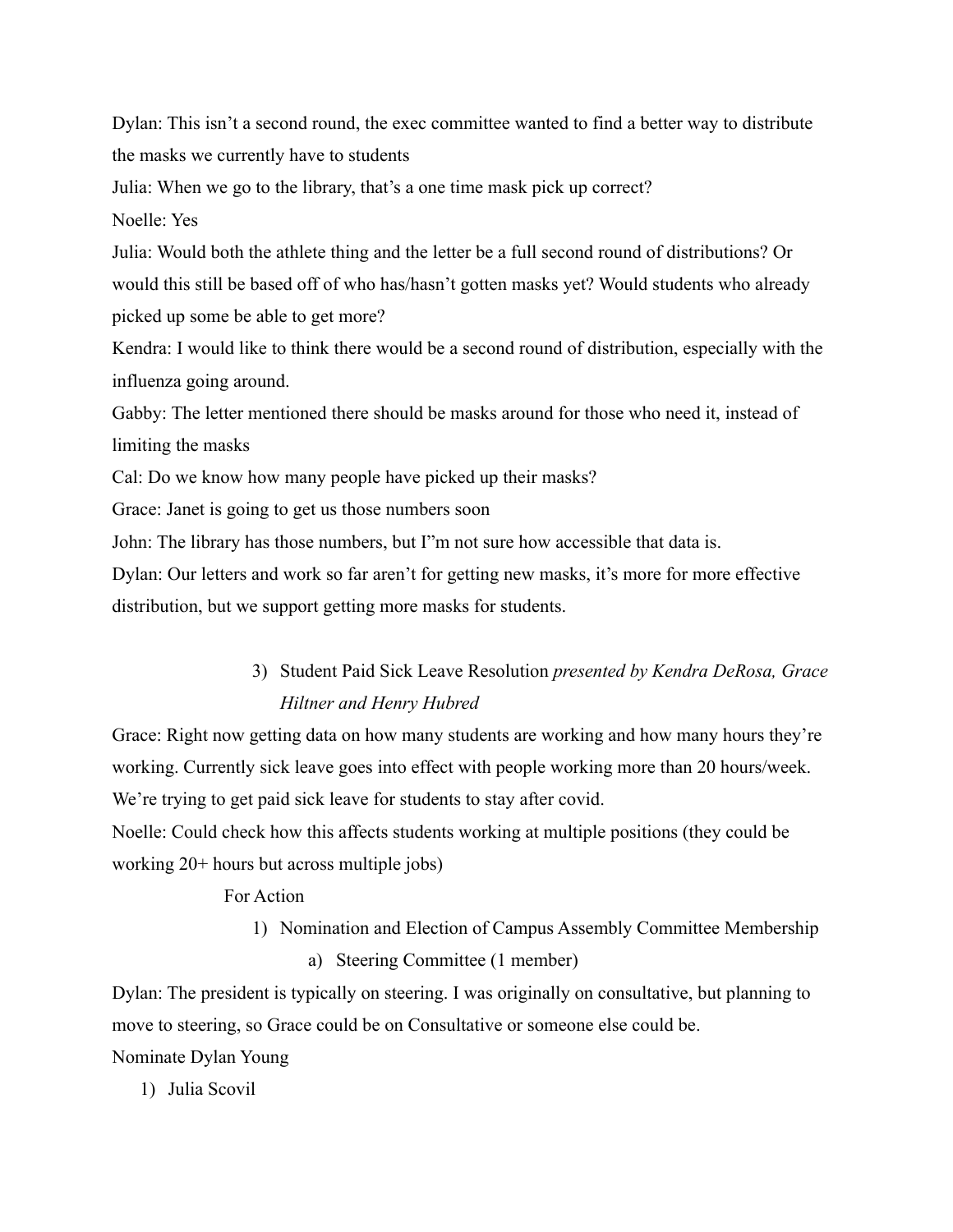Dylan: This isn't a second round, the exec committee wanted to find a better way to distribute the masks we currently have to students

Julia: When we go to the library, that's a one time mask pick up correct?

Noelle: Yes

Julia: Would both the athlete thing and the letter be a full second round of distributions? Or would this still be based off of who has/hasn't gotten masks yet? Would students who already picked up some be able to get more?

Kendra: I would like to think there would be a second round of distribution, especially with the influenza going around.

Gabby: The letter mentioned there should be masks around for those who need it, instead of limiting the masks

Cal: Do we know how many people have picked up their masks?

Grace: Janet is going to get us those numbers soon

John: The library has those numbers, but I"m not sure how accessible that data is.

Dylan: Our letters and work so far aren't for getting new masks, it's more for more effective distribution, but we support getting more masks for students.

3) Student Paid Sick Leave Resolution *presented by Kendra DeRosa, Grace Hiltner and Henry Hubred*

Grace: Right now getting data on how many students are working and how many hours they're working. Currently sick leave goes into effect with people working more than 20 hours/week. We're trying to get paid sick leave for students to stay after covid.

Noelle: Could check how this affects students working at multiple positions (they could be working 20+ hours but across multiple jobs)

For Action

1) Nomination and Election of Campus Assembly Committee Membership
   a) Steering Committee (1 member)

Dylan: The president is typically on steering. I was originally on consultative, but planning to move to steering, so Grace could be on Consultative or someone else could be.

Nominate Dylan Young

1) Julia Scovil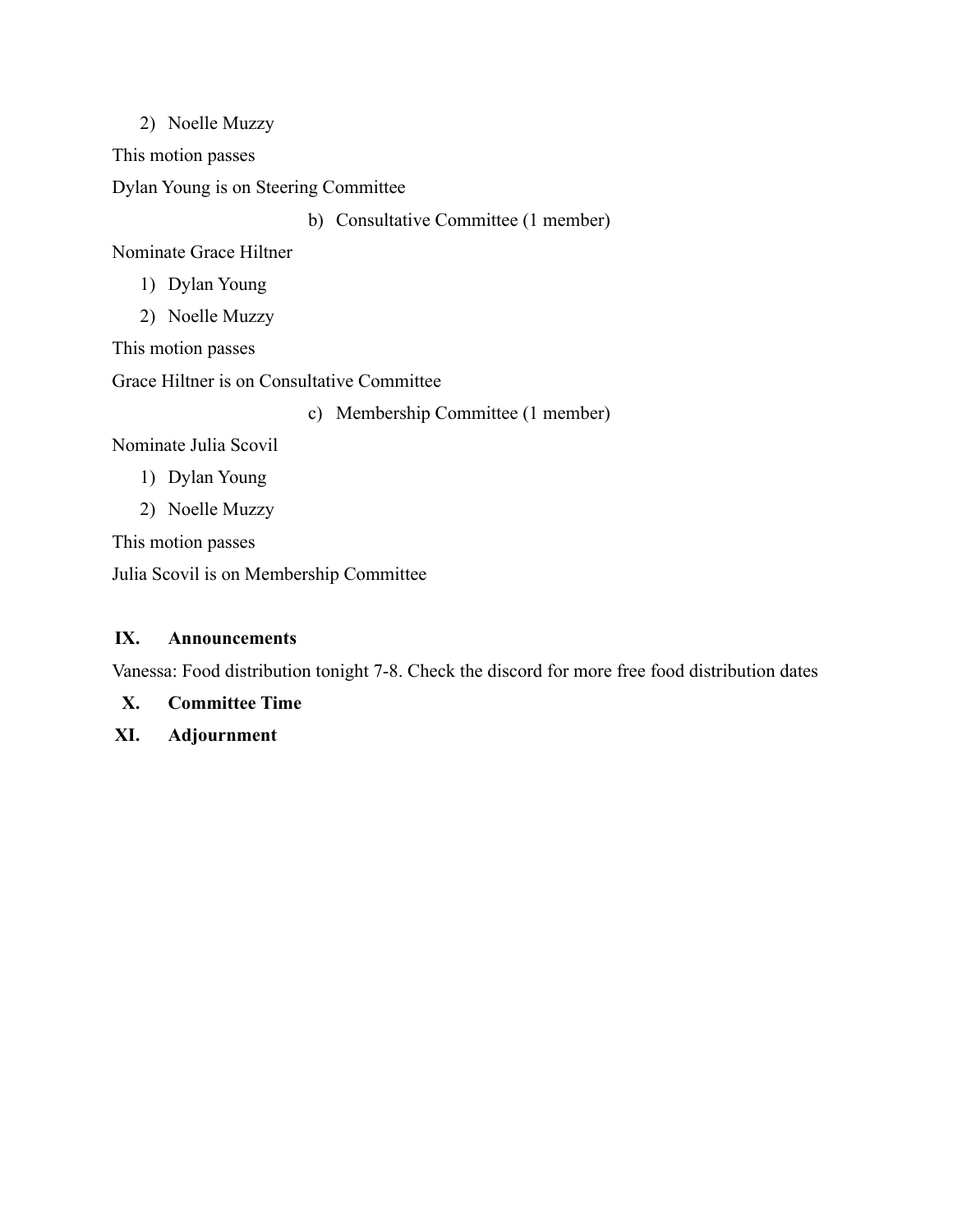2) Noelle Muzzy

This motion passes

Dylan Young is on Steering Committee

b) Consultative Committee (1 member)

Nominate Grace Hiltner

1) Dylan Young
2) Noelle Muzzy

This motion passes

Grace Hiltner is on Consultative Committee

c) Membership Committee (1 member)

Nominate Julia Scovil

1) Dylan Young
2) Noelle Muzzy

This motion passes

Julia Scovil is on Membership Committee

## IX. Announcements

Vanessa: Food distribution tonight 7-8. Check the discord for more free food distribution dates

## X. Committee Time

## XI. Adjournment